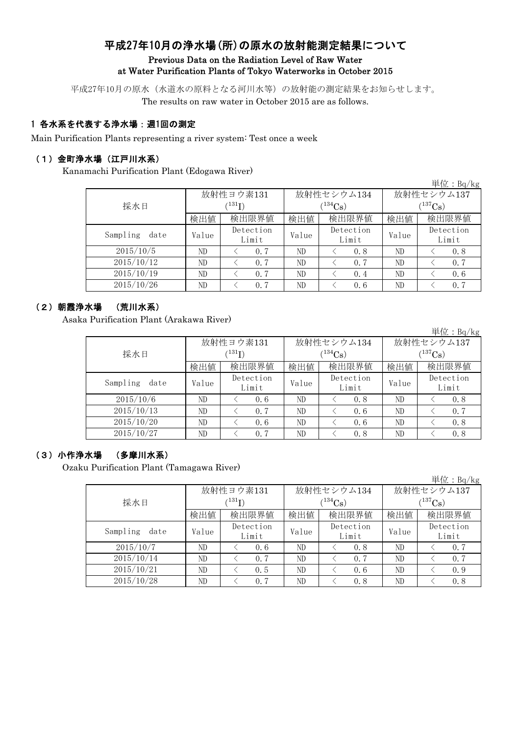# 平成27年10月の浄水場(所)の原水の放射能測定結果について

Previous Data on the Radiation Level of Raw Water
at Water Purification Plants of Tokyo Waterworks in October 2015

平成27年10月の原水（水道水の原料となる河川水等）の放射能の測定結果をお知らせします。
The results on raw water in October 2015 are as follows.

## 1 各水系を代表する浄水場：週1回の測定

Main Purification Plants representing a river system: Test once a week

### （1）金町浄水場（江戸川水系）

Kanamachi Purification Plant (Edogawa River)

単位：Bq/kg

| 採水日 | 放射性ヨウ素131 ($^{131}I$) | | 放射性セシウム134 ($^{134}Cs$) | | 放射性セシウム137 ($^{137}Cs$) | |
|---|---|---|---|---|---|---|
| | 検出値 | 検出限界値 | 検出値 | 検出限界値 | 検出値 | 検出限界値 |
| Sampling date | Value | Detection Limit | Value | Detection Limit | Value | Detection Limit |
| 2015/10/5 | ND | ＜ 0.7 | ND | ＜ 0.8 | ND | ＜ 0.8 |
| 2015/10/12 | ND | ＜ 0.7 | ND | ＜ 0.7 | ND | ＜ 0.7 |
| 2015/10/19 | ND | ＜ 0.7 | ND | ＜ 0.4 | ND | ＜ 0.6 |
| 2015/10/26 | ND | ＜ 0.7 | ND | ＜ 0.6 | ND | ＜ 0.7 |

### （2）朝霞浄水場 （荒川水系）

Asaka Purification Plant (Arakawa River)

単位：Bq/kg

| 採水日 | 放射性ヨウ素131 ($^{131}I$) | | 放射性セシウム134 ($^{134}Cs$) | | 放射性セシウム137 ($^{137}Cs$) | |
|---|---|---|---|---|---|---|
| | 検出値 | 検出限界値 | 検出値 | 検出限界値 | 検出値 | 検出限界値 |
| Sampling date | Value | Detection Limit | Value | Detection Limit | Value | Detection Limit |
| 2015/10/6 | ND | ＜ 0.6 | ND | ＜ 0.8 | ND | ＜ 0.8 |
| 2015/10/13 | ND | ＜ 0.7 | ND | ＜ 0.6 | ND | ＜ 0.7 |
| 2015/10/20 | ND | ＜ 0.6 | ND | ＜ 0.6 | ND | ＜ 0.8 |
| 2015/10/27 | ND | ＜ 0.7 | ND | ＜ 0.8 | ND | ＜ 0.8 |

### （3）小作浄水場 （多摩川水系）

Ozaku Purification Plant (Tamagawa River)

単位：Bq/kg

| 採水日 | 放射性ヨウ素131 ($^{131}I$) | | 放射性セシウム134 ($^{134}Cs$) | | 放射性セシウム137 ($^{137}Cs$) | |
|---|---|---|---|---|---|---|
| | 検出値 | 検出限界値 | 検出値 | 検出限界値 | 検出値 | 検出限界値 |
| Sampling date | Value | Detection Limit | Value | Detection Limit | Value | Detection Limit |
| 2015/10/7 | ND | ＜ 0.6 | ND | ＜ 0.8 | ND | ＜ 0.7 |
| 2015/10/14 | ND | ＜ 0.7 | ND | ＜ 0.7 | ND | ＜ 0.7 |
| 2015/10/21 | ND | ＜ 0.5 | ND | ＜ 0.6 | ND | ＜ 0.9 |
| 2015/10/28 | ND | ＜ 0.7 | ND | ＜ 0.8 | ND | ＜ 0.8 |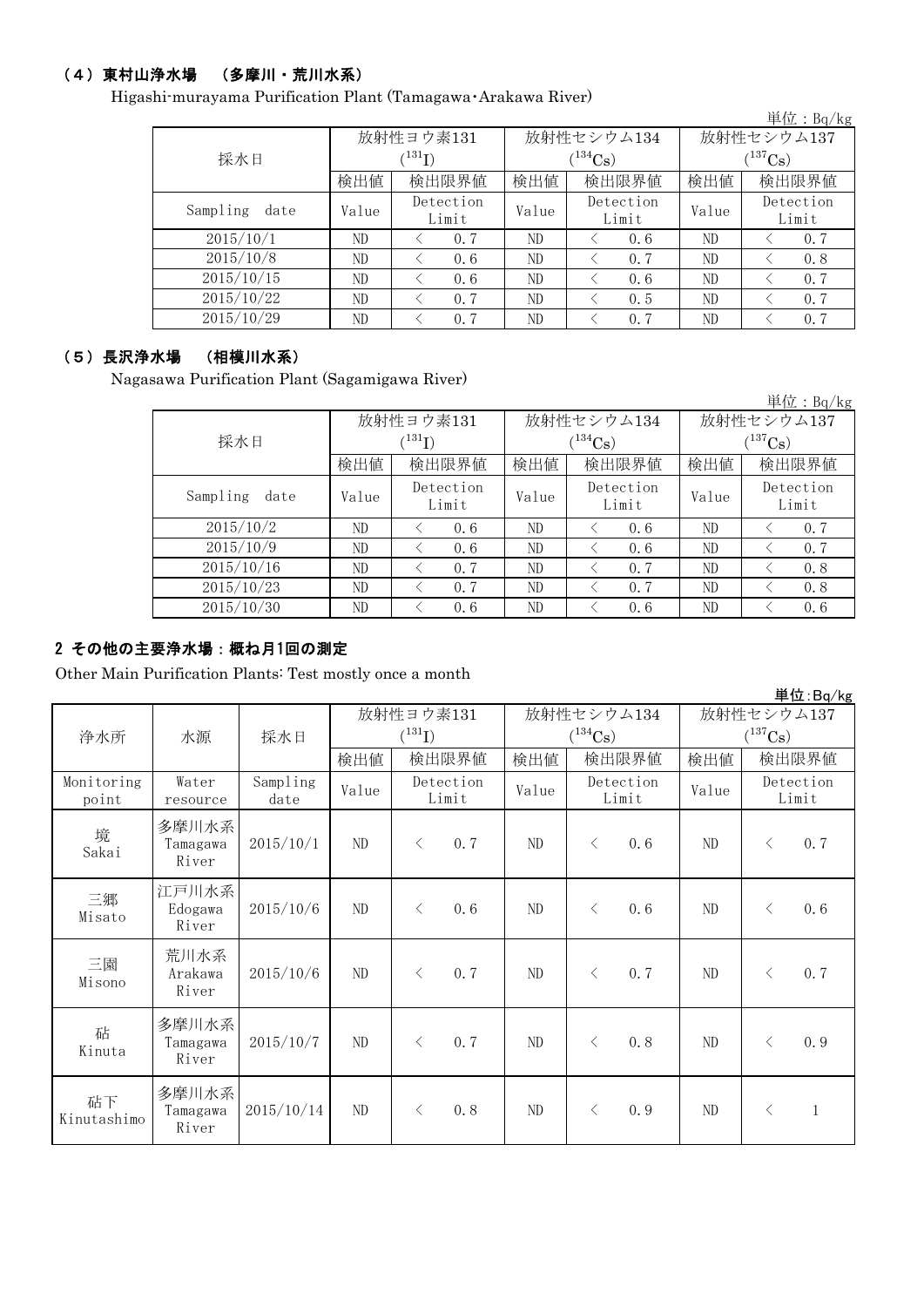### （4）東村山浄水場　（多摩川・荒川水系）

Higashi-murayama Purification Plant (Tamagawa･Arakawa River)

単位：Bq/kg

| 採水日 | 放射性ヨウ素131 ($^{131}$I) | | 放射性セシウム134 ($^{134}$Cs) | | 放射性セシウム137 ($^{137}$Cs) | |
|---|---|---|---|---|---|---|
| | 検出値 | 検出限界値 | 検出値 | 検出限界値 | 検出値 | 検出限界値 |
| Sampling date | Value | Detection Limit | Value | Detection Limit | Value | Detection Limit |
| 2015/10/1 | ND | ＜ 0.7 | ND | ＜ 0.6 | ND | ＜ 0.7 |
| 2015/10/8 | ND | ＜ 0.6 | ND | ＜ 0.7 | ND | ＜ 0.8 |
| 2015/10/15 | ND | ＜ 0.6 | ND | ＜ 0.6 | ND | ＜ 0.7 |
| 2015/10/22 | ND | ＜ 0.7 | ND | ＜ 0.5 | ND | ＜ 0.7 |
| 2015/10/29 | ND | ＜ 0.7 | ND | ＜ 0.7 | ND | ＜ 0.7 |

### （5）長沢浄水場　（相模川水系）

Nagasawa Purification Plant (Sagamigawa River)

単位：Bq/kg

| 採水日 | 放射性ヨウ素131 ($^{131}$I) | | 放射性セシウム134 ($^{134}$Cs) | | 放射性セシウム137 ($^{137}$Cs) | |
|---|---|---|---|---|---|---|
| | 検出値 | 検出限界値 | 検出値 | 検出限界値 | 検出値 | 検出限界値 |
| Sampling date | Value | Detection Limit | Value | Detection Limit | Value | Detection Limit |
| 2015/10/2 | ND | ＜ 0.6 | ND | ＜ 0.6 | ND | ＜ 0.7 |
| 2015/10/9 | ND | ＜ 0.6 | ND | ＜ 0.6 | ND | ＜ 0.7 |
| 2015/10/16 | ND | ＜ 0.7 | ND | ＜ 0.7 | ND | ＜ 0.8 |
| 2015/10/23 | ND | ＜ 0.7 | ND | ＜ 0.7 | ND | ＜ 0.8 |
| 2015/10/30 | ND | ＜ 0.6 | ND | ＜ 0.6 | ND | ＜ 0.6 |

## 2 その他の主要浄水場：概ね月1回の測定

Other Main Purification Plants: Test mostly once a month

単位:Bq/kg

| 浄水所 | 水源 | 採水日 | 放射性ヨウ素131 ($^{131}$I) | | 放射性セシウム134 ($^{134}$Cs) | | 放射性セシウム137 ($^{137}$Cs) | |
|---|---|---|---|---|---|---|---|---|
| | | | 検出値 | 検出限界値 | 検出値 | 検出限界値 | 検出値 | 検出限界値 |
| Monitoring point | Water resource | Sampling date | Value | Detection Limit | Value | Detection Limit | Value | Detection Limit |
| 境 Sakai | 多摩川水系 Tamagawa River | 2015/10/1 | ND | ＜ 0.7 | ND | ＜ 0.6 | ND | ＜ 0.7 |
| 三郷 Misato | 江戸川水系 Edogawa River | 2015/10/6 | ND | ＜ 0.6 | ND | ＜ 0.6 | ND | ＜ 0.6 |
| 三園 Misono | 荒川水系 Arakawa River | 2015/10/6 | ND | ＜ 0.7 | ND | ＜ 0.7 | ND | ＜ 0.7 |
| 砧 Kinuta | 多摩川水系 Tamagawa River | 2015/10/7 | ND | ＜ 0.7 | ND | ＜ 0.8 | ND | ＜ 0.9 |
| 砧下 Kinutashimo | 多摩川水系 Tamagawa River | 2015/10/14 | ND | ＜ 0.8 | ND | ＜ 0.9 | ND | ＜ 1 |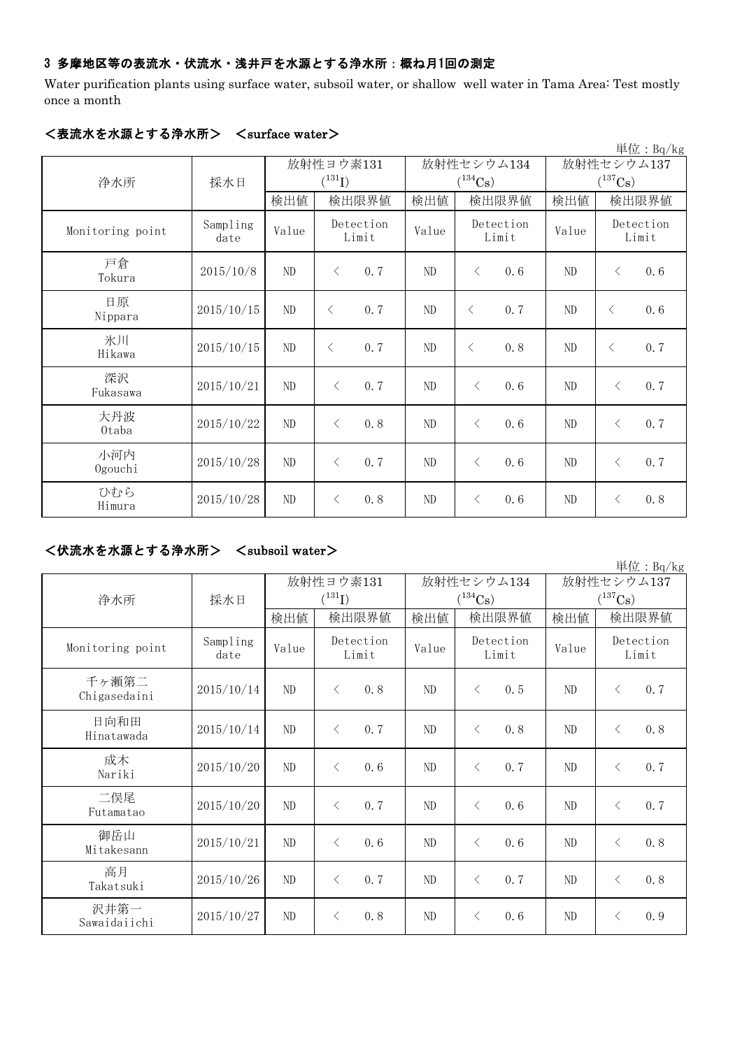### 3 多摩地区等の表流水・伏流水・浅井戸を水源とする浄水所：概ね月1回の測定

Water purification plants using surface water, subsoil water, or shallow well water in Tama Area: Test mostly once a month

#### ＜表流水を水源とする浄水所＞　＜surface water＞

単位：Bq/kg

| 浄水所 | 採水日 | 放射性ヨウ素131 ($^{131}I$) | | 放射性セシウム134 ($^{134}Cs$) | | 放射性セシウム137 ($^{137}Cs$) | |
|---|---|---|---|---|---|---|---|
| | | 検出値 | 検出限界値 | 検出値 | 検出限界値 | 検出値 | 検出限界値 |
| Monitoring point | Sampling date | Value | Detection Limit | Value | Detection Limit | Value | Detection Limit |
| 戸倉 Tokura | 2015/10/8 | ND | ＜ 0.7 | ND | ＜ 0.6 | ND | ＜ 0.6 |
| 日原 Nippara | 2015/10/15 | ND | ＜ 0.7 | ND | ＜ 0.7 | ND | ＜ 0.6 |
| 氷川 Hikawa | 2015/10/15 | ND | ＜ 0.7 | ND | ＜ 0.8 | ND | ＜ 0.7 |
| 深沢 Fukasawa | 2015/10/21 | ND | ＜ 0.7 | ND | ＜ 0.6 | ND | ＜ 0.7 |
| 大丹波 Otaba | 2015/10/22 | ND | ＜ 0.8 | ND | ＜ 0.6 | ND | ＜ 0.7 |
| 小河内 Ogouchi | 2015/10/28 | ND | ＜ 0.7 | ND | ＜ 0.6 | ND | ＜ 0.7 |
| ひむら Himura | 2015/10/28 | ND | ＜ 0.8 | ND | ＜ 0.6 | ND | ＜ 0.8 |

#### ＜伏流水を水源とする浄水所＞　＜subsoil water＞

単位：Bq/kg

| 浄水所 | 採水日 | 放射性ヨウ素131 ($^{131}I$) | | 放射性セシウム134 ($^{134}Cs$) | | 放射性セシウム137 ($^{137}Cs$) | |
|---|---|---|---|---|---|---|---|
| | | 検出値 | 検出限界値 | 検出値 | 検出限界値 | 検出値 | 検出限界値 |
| Monitoring point | Sampling date | Value | Detection Limit | Value | Detection Limit | Value | Detection Limit |
| 千ヶ瀬第二 Chigasedaini | 2015/10/14 | ND | ＜ 0.8 | ND | ＜ 0.5 | ND | ＜ 0.7 |
| 日向和田 Hinatawada | 2015/10/14 | ND | ＜ 0.7 | ND | ＜ 0.8 | ND | ＜ 0.8 |
| 成木 Nariki | 2015/10/20 | ND | ＜ 0.6 | ND | ＜ 0.7 | ND | ＜ 0.7 |
| 二俣尾 Futamatao | 2015/10/20 | ND | ＜ 0.7 | ND | ＜ 0.6 | ND | ＜ 0.7 |
| 御岳山 Mitakesann | 2015/10/21 | ND | ＜ 0.6 | ND | ＜ 0.6 | ND | ＜ 0.8 |
| 高月 Takatsuki | 2015/10/26 | ND | ＜ 0.7 | ND | ＜ 0.7 | ND | ＜ 0.8 |
| 沢井第一 Sawaidaiichi | 2015/10/27 | ND | ＜ 0.8 | ND | ＜ 0.6 | ND | ＜ 0.9 |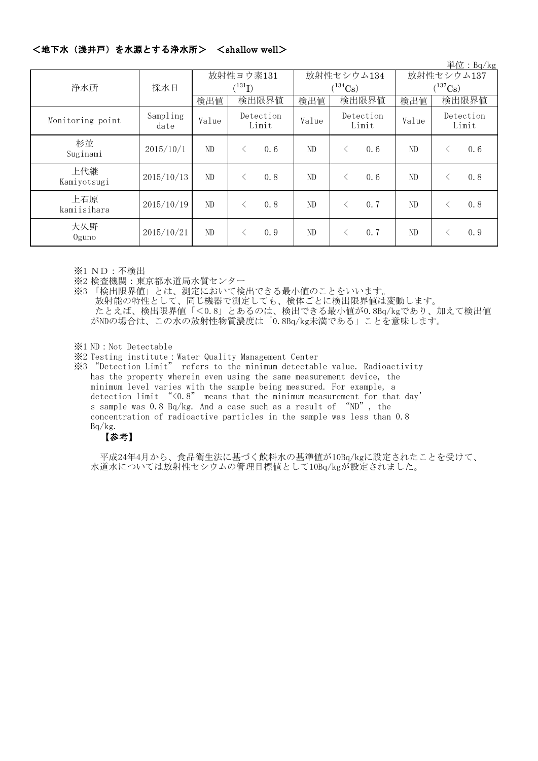## ＜地下水（浅井戸）を水源とする浄水所＞　＜shallow well＞

単位：Bq/kg

| 浄水所 | 採水日 | 放射性ヨウ素131 ($^{131}I$) | | 放射性セシウム134 ($^{134}Cs$) | | 放射性セシウム137 ($^{137}Cs$) | |
|---|---|---|---|---|---|---|---|
| | | 検出値 | 検出限界値 | 検出値 | 検出限界値 | 検出値 | 検出限界値 |
| Monitoring point | Sampling date | Value | Detection Limit | Value | Detection Limit | Value | Detection Limit |
| 杉並 Suginami | 2015/10/1 | ND | ＜ 0.6 | ND | ＜ 0.6 | ND | ＜ 0.6 |
| 上代継 Kamiyotsugi | 2015/10/13 | ND | ＜ 0.8 | ND | ＜ 0.6 | ND | ＜ 0.8 |
| 上石原 kamiisihara | 2015/10/19 | ND | ＜ 0.8 | ND | ＜ 0.7 | ND | ＜ 0.8 |
| 大久野 Oguno | 2015/10/21 | ND | ＜ 0.9 | ND | ＜ 0.7 | ND | ＜ 0.9 |

※1 ＮＤ：不検出

※2 検査機関：東京都水道局水質センター

※3 「検出限界値」とは、測定において検出できる最小値のことをいいます。
放射能の特性として、同じ機器で測定しても、検体ごとに検出限界値は変動します。
たとえば、検出限界値「＜0.8」とあるのは、検出できる最小値が0.8Bq/kgであり、加えて検出値がNDの場合は、この水の放射性物質濃度は「0.8Bq/kg未満である」ことを意味します。

※1 ND：Not Detectable

※2 Testing institute：Water Quality Management Center

※3 "Detection Limit" refers to the minimum detectable value. Radioactivity has the property wherein even using the same measurement device, the minimum level varies with the sample being measured. For example, a detection limit "<0.8" means that the minimum measurement for that day's sample was 0.8 Bq/kg. And a case such as a result of "ND", the concentration of radioactive particles in the sample was less than 0.8 Bq/kg.

**【参考】**

平成24年4月から、食品衛生法に基づく飲料水の基準値が10Bq/kgに設定されたことを受けて、水道水については放射性セシウムの管理目標値として10Bq/kgが設定されました。